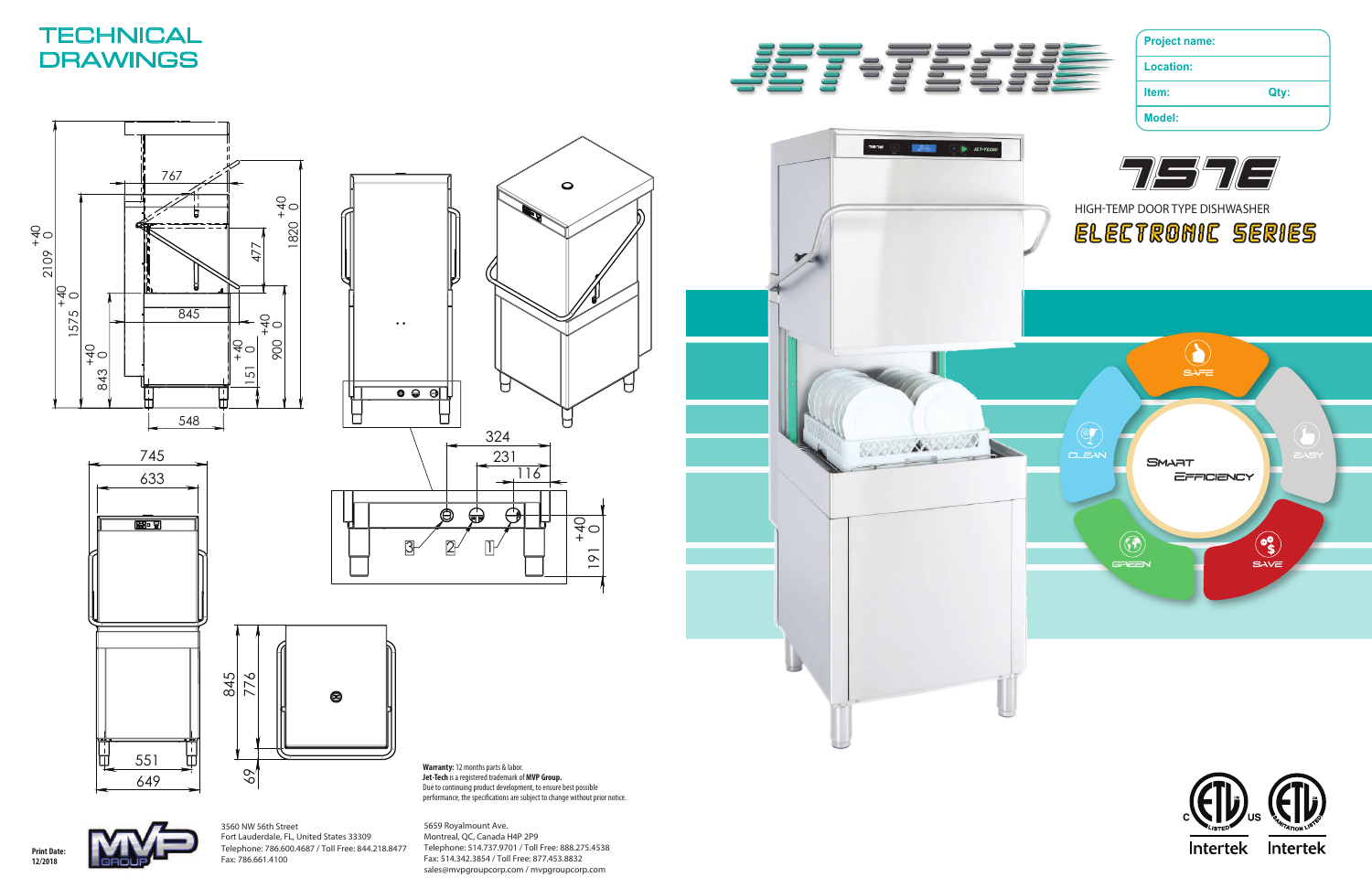# TECHNICAL DRAWINGS

JET-TECH

| Project name: | |
|---|---|
| Location: | |
| Item: | Qty: |
| Model: | |

# 757E

HIGH-TEMP DOOR TYPE DISHWASHER

## ELECTRONIC SERIES

SAFE · EASY · SAVE · GREEN · CLEAN

SMART EFFICIENCY

767, 477, 845, 548, 2109 +40/0, 1575 +40/0, 843 +40/0, 1820 +40/0, 900 +40/0, 151 +40/0, 324, 231, 116, 191 +40/0, 745, 633, 551, 649, 845, 776, 69

1, 2, 3

**Warranty:** 12 months parts & labor.
**Jet-Tech** is a registered trademark of **MVP Group.**
Due to continuing product development, to ensure best possible performance, the specifications are subject to change without prior notice.

**Print Date: 12/2018**

MVP GROUP

3560 NW 56th Street
Fort Lauderdale, FL, United States 33309
Telephone: 786.600.4687 / Toll Free: 844.218.8477
Fax: 786.661.4100

5659 Royalmount Ave.
Montreal, QC, Canada H4P 2P9
Telephone: 514.737.9701 / Toll Free: 888.275.4538
Fax: 514.342.3854 / Toll Free: 877.453.8832
sales@mvpgroupcorp.com / mvpgroupcorp.com

Intertek Intertek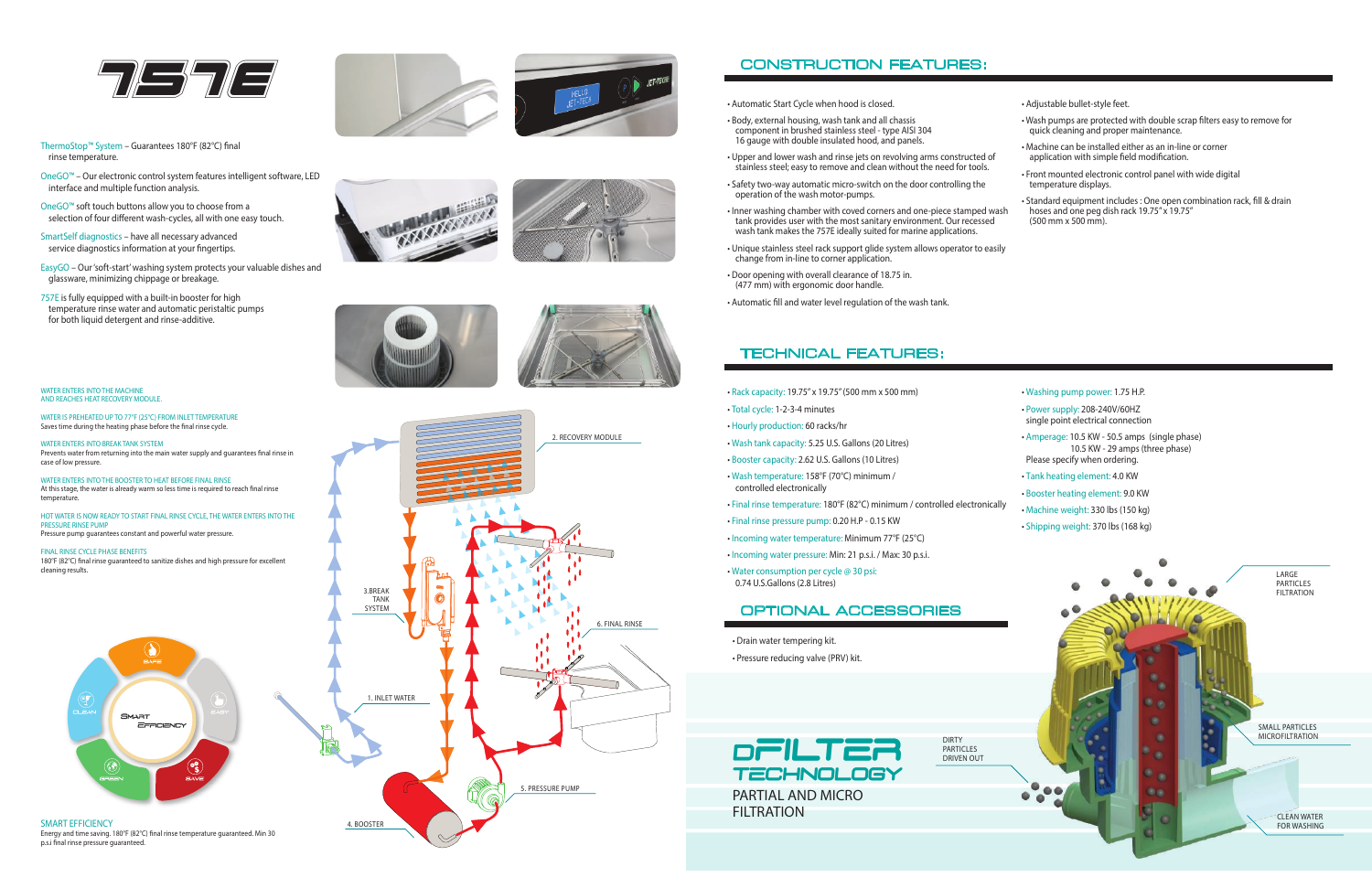# 757E

ThermoStop™ System – Guarantees 180°F (82°C) final rinse temperature.

OneGO™ – Our electronic control system features intelligent software, LED interface and multiple function analysis.

OneGO™ soft touch buttons allow you to choose from a selection of four different wash-cycles, all with one easy touch.

SmartSelf diagnostics – have all necessary advanced service diagnostics information at your fingertips.

EasyGO – Our 'soft-start' washing system protects your valuable dishes and glassware, minimizing chippage or breakage.

757E is fully equipped with a built-in booster for high temperature rinse water and automatic peristaltic pumps for both liquid detergent and rinse-additive.

WATER ENTERS INTO THE MACHINE AND REACHES HEAT RECOVERY MODULE.

WATER IS PREHEATED UP TO 77°F (25°C) FROM INLET TEMPERATURE
Saves time during the heating phase before the final rinse cycle.

WATER ENTERS INTO BREAK TANK SYSTEM
Prevents water from returning into the main water supply and guarantees final rinse in case of low pressure.

WATER ENTERS INTO THE BOOSTER TO HEAT BEFORE FINAL RINSE
At this stage, the water is already warm so less time is required to reach final rinse temperature.

HOT WATER IS NOW READY TO START FINAL RINSE CYCLE, THE WATER ENTERS INTO THE PRESSURE RINSE PUMP
Pressure pump guarantees constant and powerful water pressure.

FINAL RINSE CYCLE PHASE BENEFITS
180°F (82°C) final rinse guaranteed to sanitize dishes and high pressure for excellent cleaning results.

2. RECOVERY MODULE
3. BREAK TANK SYSTEM
1. INLET WATER
6. FINAL RINSE
5. PRESSURE PUMP
4. BOOSTER

SAFE
EASY
SAVE
GREEN
CLEAN
SMART EFFICIENCY

SMART EFFICIENCY
Energy and time saving. 180°F (82°C) final rinse temperature guaranteed. Min 30 p.s.i final rinse pressure guaranteed.

## CONSTRUCTION FEATURES:

- Automatic Start Cycle when hood is closed.
- Body, external housing, wash tank and all chassis component in brushed stainless steel - type AISI 304 16 gauge with double insulated hood, and panels.
- Upper and lower wash and rinse jets on revolving arms constructed of stainless steel; easy to remove and clean without the need for tools.
- Safety two-way automatic micro-switch on the door controlling the operation of the wash motor-pumps.
- Inner washing chamber with coved corners and one-piece stamped wash tank provides user with the most sanitary environment. Our recessed wash tank makes the 757E ideally suited for marine applications.
- Unique stainless steel rack support glide system allows operator to easily change from in-line to corner application.
- Door opening with overall clearance of 18.75 in. (477 mm) with ergonomic door handle.
- Automatic fill and water level regulation of the wash tank.
- Adjustable bullet-style feet.
- Wash pumps are protected with double scrap filters easy to remove for quick cleaning and proper maintenance.
- Machine can be installed either as an in-line or corner application with simple field modification.
- Front mounted electronic control panel with wide digital temperature displays.
- Standard equipment includes : One open combination rack, fill & drain hoses and one peg dish rack 19.75" x 19.75" (500 mm x 500 mm).

## TECHNICAL FEATURES:

- Rack capacity: 19.75" x 19.75" (500 mm x 500 mm)
- Total cycle: 1-2-3-4 minutes
- Hourly production: 60 racks/hr
- Wash tank capacity: 5.25 U.S. Gallons (20 Litres)
- Booster capacity: 2.62 U.S. Gallons (10 Litres)
- Wash temperature: 158°F (70°C) minimum / controlled electronically
- Final rinse temperature: 180°F (82°C) minimum / controlled electronically
- Final rinse pressure pump: 0.20 H.P - 0.15 KW
- Incoming water temperature: Minimum 77°F (25°C)
- Incoming water pressure: Min: 21 p.s.i. / Max: 30 p.s.i.
- Water consumption per cycle @ 30 psi: 0.74 U.S.Gallons (2.8 Litres)
- Washing pump power: 1.75 H.P.
- Power supply: 208-240V/60HZ single point electrical connection
- Amperage: 10.5 KW - 50.5 amps (single phase) 10.5 KW - 29 amps (three phase) Please specify when ordering.
- Tank heating element: 4.0 KW
- Booster heating element: 9.0 KW
- Machine weight: 330 lbs (150 kg)
- Shipping weight: 370 lbs (168 kg)

## OPTIONAL ACCESSORIES

- Drain water tempering kit.
- Pressure reducing valve (PRV) kit.

## DFILTER TECHNOLOGY

PARTIAL AND MICRO FILTRATION

DIRTY PARTICLES DRIVEN OUT

LARGE PARTICLES FILTRATION

SMALL PARTICLES MICROFILTRATION

CLEAN WATER FOR WASHING